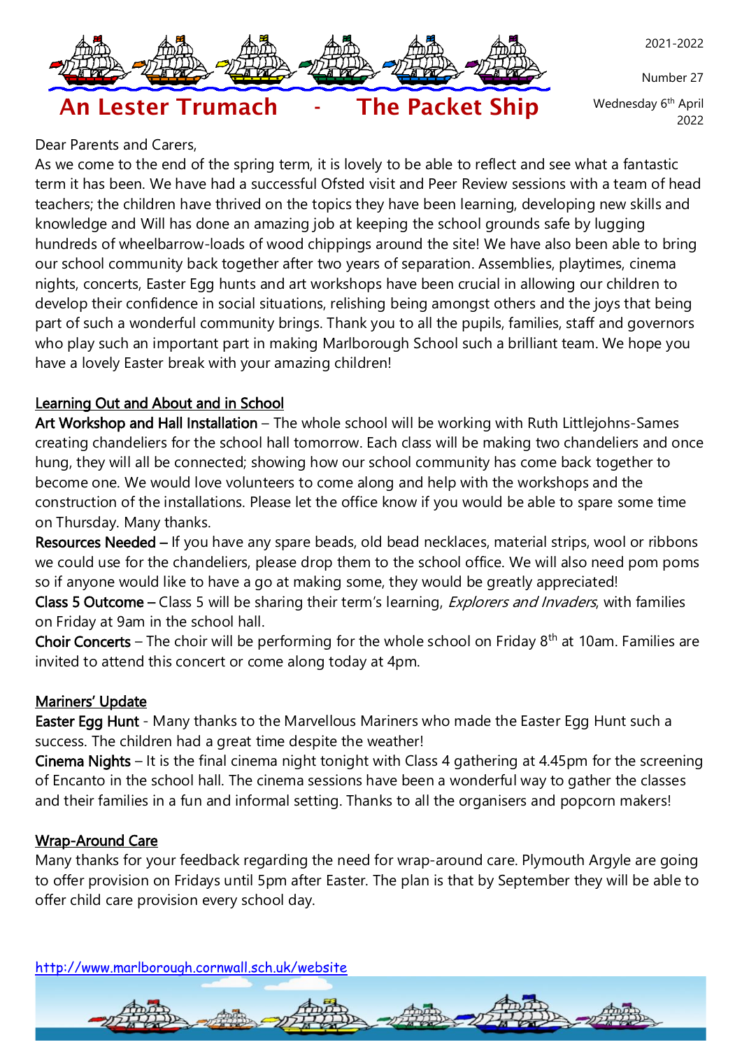# An Lester Trumach - The Packet Ship

2021-2022

Number 27

Wednesday 6th April 2022

Dear Parents and Carers,

As we come to the end of the spring term, it is lovely to be able to reflect and see what a fantastic term it has been. We have had a successful Ofsted visit and Peer Review sessions with a team of head teachers; the children have thrived on the topics they have been learning, developing new skills and knowledge and Will has done an amazing job at keeping the school grounds safe by lugging hundreds of wheelbarrow-loads of wood chippings around the site! We have also been able to bring our school community back together after two years of separation. Assemblies, playtimes, cinema nights, concerts, Easter Egg hunts and art workshops have been crucial in allowing our children to develop their confidence in social situations, relishing being amongst others and the joys that being part of such a wonderful community brings. Thank you to all the pupils, families, staff and governors who play such an important part in making Marlborough School such a brilliant team. We hope you have a lovely Easter break with your amazing children!

## Learning Out and About and in School

**Art Workshop and Hall Installation** – The whole school will be working with Ruth Littlejohns-Sames creating chandeliers for the school hall tomorrow. Each class will be making two chandeliers and once hung, they will all be connected; showing how our school community has come back together to become one. We would love volunteers to come along and help with the workshops and the construction of the installations. Please let the office know if you would be able to spare some time on Thursday. Many thanks.

**Resources Needed** – If you have any spare beads, old bead necklaces, material strips, wool or ribbons we could use for the chandeliers, please drop them to the school office. We will also need pom poms so if anyone would like to have a go at making some, they would be greatly appreciated!

**Class 5 Outcome** – Class 5 will be sharing their term's learning, *Explorers and Invaders*, with families on Friday at 9am in the school hall.

**Choir Concerts** – The choir will be performing for the whole school on Friday 8th at 10am. Families are invited to attend this concert or come along today at 4pm.

## Mariners' Update

**Easter Egg Hunt** - Many thanks to the Marvellous Mariners who made the Easter Egg Hunt such a success. The children had a great time despite the weather!

**Cinema Nights** – It is the final cinema night tonight with Class 4 gathering at 4.45pm for the screening of Encanto in the school hall. The cinema sessions have been a wonderful way to gather the classes and their families in a fun and informal setting. Thanks to all the organisers and popcorn makers!

## Wrap-Around Care

Many thanks for your feedback regarding the need for wrap-around care. Plymouth Argyle are going to offer provision on Fridays until 5pm after Easter. The plan is that by September they will be able to offer child care provision every school day.

http://www.marlborough.cornwall.sch.uk/website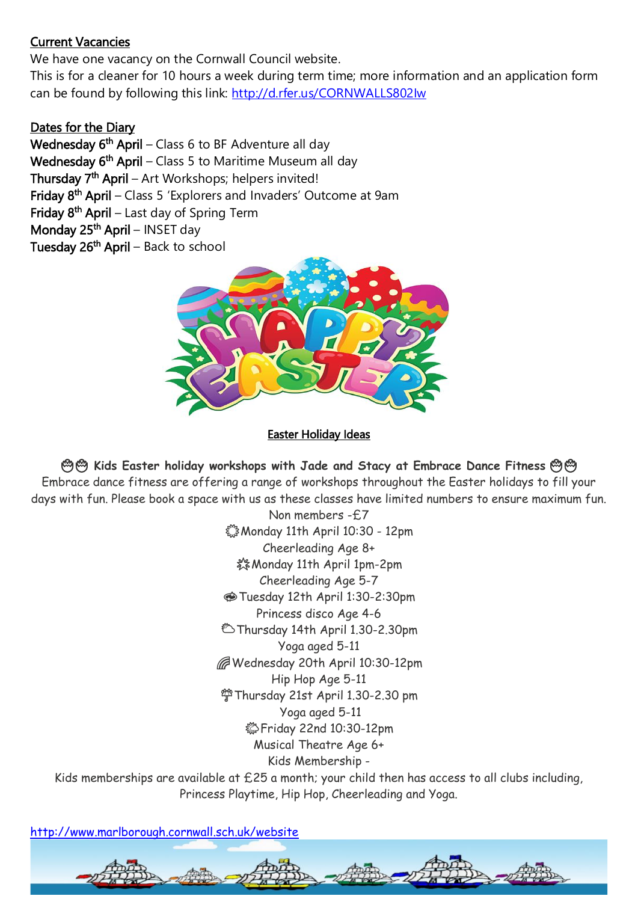## Current Vacancies

We have one vacancy on the Cornwall Council website.
This is for a cleaner for 10 hours a week during term time; more information and an application form can be found by following this link: http://d.rfer.us/CORNWALLS802Iw

## Dates for the Diary

**Wednesday 6th April** – Class 6 to BF Adventure all day
**Wednesday 6th April** – Class 5 to Maritime Museum all day
**Thursday 7th April** – Art Workshops; helpers invited!
**Friday 8th April** – Class 5 'Explorers and Invaders' Outcome at 9am
**Friday 8th April** – Last day of Spring Term
**Monday 25th April** – INSET day
**Tuesday 26th April** – Back to school

## Easter Holiday Ideas

**🐣🐣 Kids Easter holiday workshops with Jade and Stacy at Embrace Dance Fitness 🐣🐣**

Embrace dance fitness are offering a range of workshops throughout the Easter holidays to fill your days with fun. Please book a space with us as these classes have limited numbers to ensure maximum fun.

Non members -£7

Monday 11th April 10:30 - 12pm
Cheerleading Age 8+

Monday 11th April 1pm-2pm
Cheerleading Age 5-7

Tuesday 12th April 1:30-2:30pm
Princess disco Age 4-6

Thursday 14th April 1.30-2.30pm
Yoga aged 5-11

Wednesday 20th April 10:30-12pm
Hip Hop Age 5-11

Thursday 21st April 1.30-2.30 pm
Yoga aged 5-11

Friday 22nd 10:30-12pm
Musical Theatre Age 6+

Kids Membership -
Kids memberships are available at £25 a month; your child then has access to all clubs including, Princess Playtime, Hip Hop, Cheerleading and Yoga.

http://www.marlborough.cornwall.sch.uk/website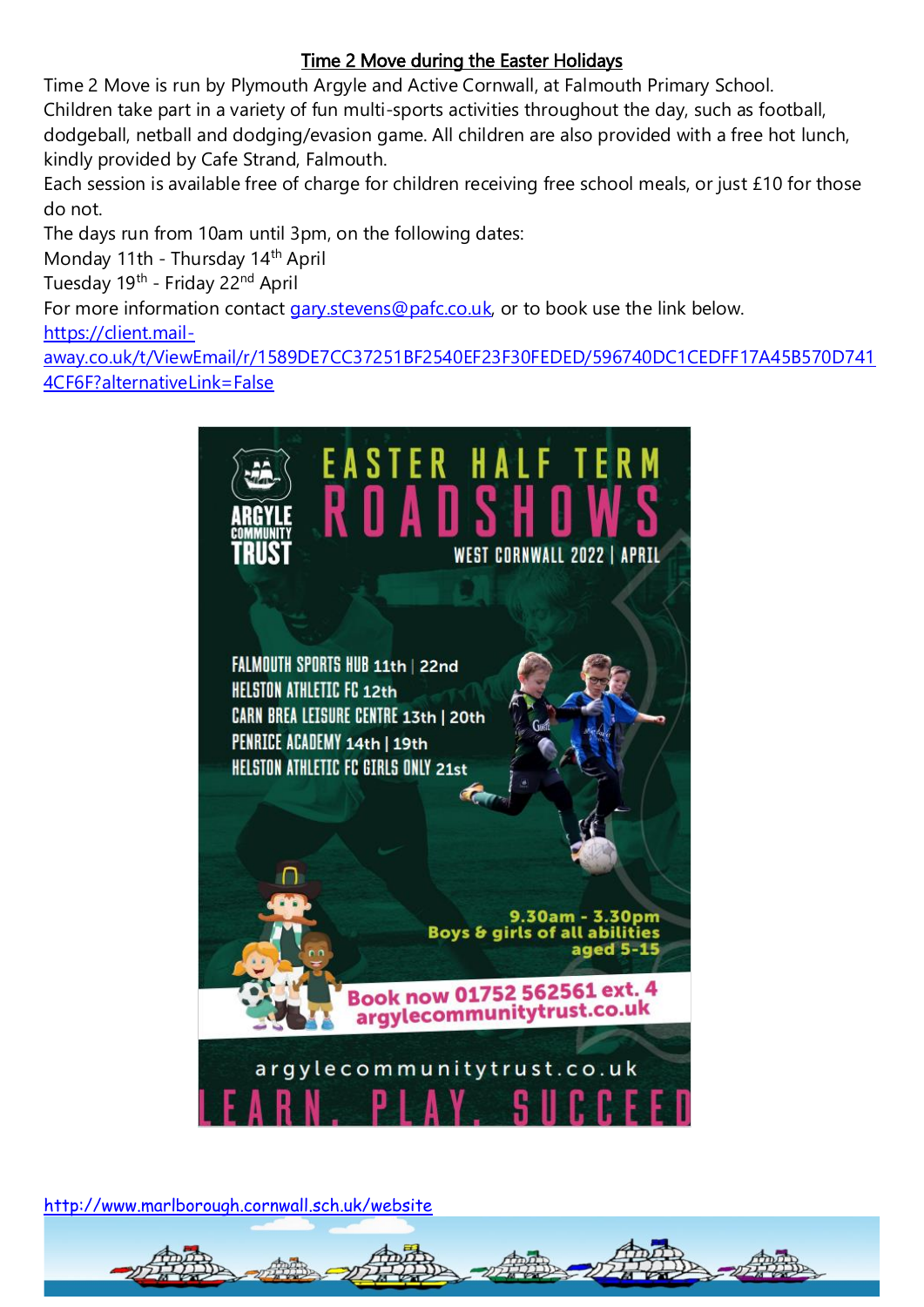## Time 2 Move during the Easter Holidays

Time 2 Move is run by Plymouth Argyle and Active Cornwall, at Falmouth Primary School.
Children take part in a variety of fun multi-sports activities throughout the day, such as football, dodgeball, netball and dodging/evasion game. All children are also provided with a free hot lunch, kindly provided by Cafe Strand, Falmouth.
Each session is available free of charge for children receiving free school meals, or just £10 for those do not.
The days run from 10am until 3pm, on the following dates:
Monday 11th - Thursday 14th April
Tuesday 19th - Friday 22nd April
For more information contact gary.stevens@pafc.co.uk, or to book use the link below.
https://client.mail-away.co.uk/t/ViewEmail/r/1589DE7CC37251BF2540EF23F30FEDED/596740DC1CEDFF17A45B570D7414CF6F?alternativeLink=False

ARGYLE COMMUNITY TRUST

EASTER HALF TERM
ROADSHOWS
WEST CORNWALL 2022 | APRIL

FALMOUTH SPORTS HUB 11th | 22nd
HELSTON ATHLETIC FC 12th
CARN BREA LEISURE CENTRE 13th | 20th
PENRICE ACADEMY 14th | 19th
HELSTON ATHLETIC FC GIRLS ONLY 21st

9.30am - 3.30pm
Boys & girls of all abilities
aged 5-15

Book now 01752 562561 ext. 4
argylecommunitytrust.co.uk

argylecommunitytrust.co.uk
LEARN. PLAY. SUCCEED